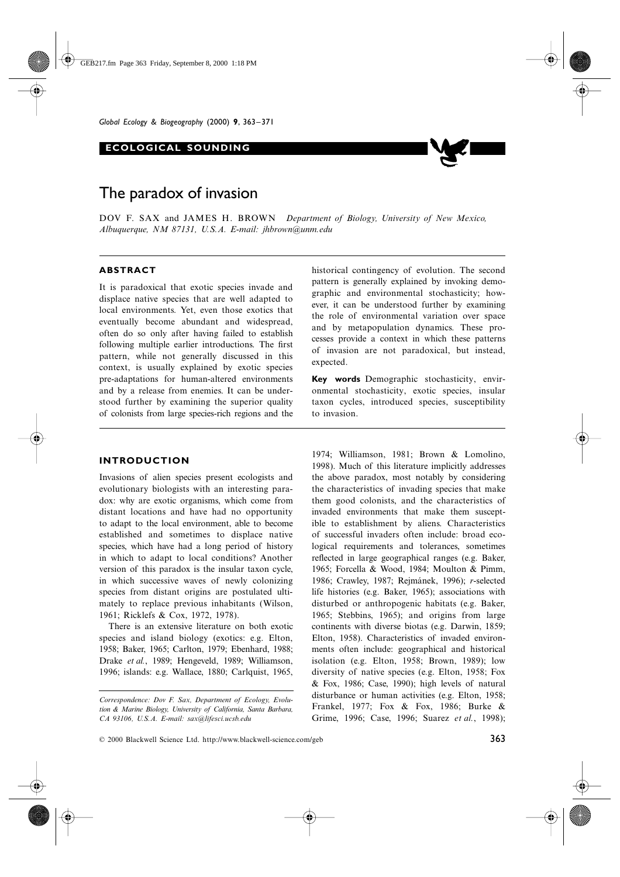**ECOLOGICAL SOUNDING**

# The paradox of invasion

DOV F. SAX and JAMES H. BROWN *Department of Biology, University of New Mexico, Albuquerque, NM 87131, U.S.A. E-mail: jhbrown@unm.edu*

## ABSTRACT

It is paradoxical that exotic species invade and displace native species that are well adapted to local environments. Yet, even those exotics that eventually become abundant and widespread, often do so only after having failed to establish following multiple earlier introductions. The first pattern, while not generally discussed in this context, is usually explained by exotic species pre-adaptations for human-altered environments and by a release from enemies. It can be understood further by examining the superior quality of colonists from large species-rich regions and the historical contingency of evolution. The second pattern is generally explained by invoking demographic and environmental stochasticity; however, it can be understood further by examining the role of environmental variation over space and by metapopulation dynamics. These processes provide a context in which these patterns of invasion are not paradoxical, but instead, expected.

**Key words** Demographic stochasticity, environmental stochasticity, exotic species, insular taxon cycles, introduced species, susceptibility to invasion.

## INTRODUCTION

Invasions of alien species present ecologists and evolutionary biologists with an interesting paradox: why are exotic organisms, which come from distant locations and have had no opportunity to adapt to the local environment, able to become established and sometimes to displace native species, which have had a long period of history in which to adapt to local conditions? Another version of this paradox is the insular taxon cycle, in which successive waves of newly colonizing species from distant origins are postulated ultimately to replace previous inhabitants (Wilson, 1961; Ricklefs & Cox, 1972, 1978).

There is an extensive literature on both exotic species and island biology (exotics: e.g. Elton, 1958; Baker, 1965; Carlton, 1979; Ebenhard, 1988; Drake *et al.*, 1989; Hengeveld, 1989; Williamson, 1996; islands: e.g. Wallace, 1880; Carlquist, 1965, 1974; Williamson, 1981; Brown & Lomolino, 1998). Much of this literature implicitly addresses the above paradox, most notably by considering the characteristics of invading species that make them good colonists, and the characteristics of invaded environments that make them susceptible to establishment by aliens. Characteristics of successful invaders often include: broad ecological requirements and tolerances, sometimes reflected in large geographical ranges (e.g. Baker, 1965; Forcella & Wood, 1984; Moulton & Pimm, 1986; Crawley, 1987; Rejmánek, 1996); *r*-selected life histories (e.g. Baker, 1965); associations with disturbed or anthropogenic habitats (e.g. Baker, 1965; Stebbins, 1965); and origins from large continents with diverse biotas (e.g. Darwin, 1859; Elton, 1958). Characteristics of invaded environments often include: geographical and historical isolation (e.g. Elton, 1958; Brown, 1989); low diversity of native species (e.g. Elton, 1958; Fox & Fox, 1986; Case, 1990); high levels of natural disturbance or human activities (e.g. Elton, 1958; Frankel, 1977; Fox & Fox, 1986; Burke & Grime, 1996; Case, 1996; Suarez *et al.*, 1998);

*Correspondence: Dov F. Sax, Department of Ecology, Evolution & Marine Biology, University of California, Santa Barbara, CA 93106, U.S.A. E-mail: sax@lifesci.ucsb.edu*

© 2000 Blackwell Science Ltd. http://www.blackwell-science.com/geb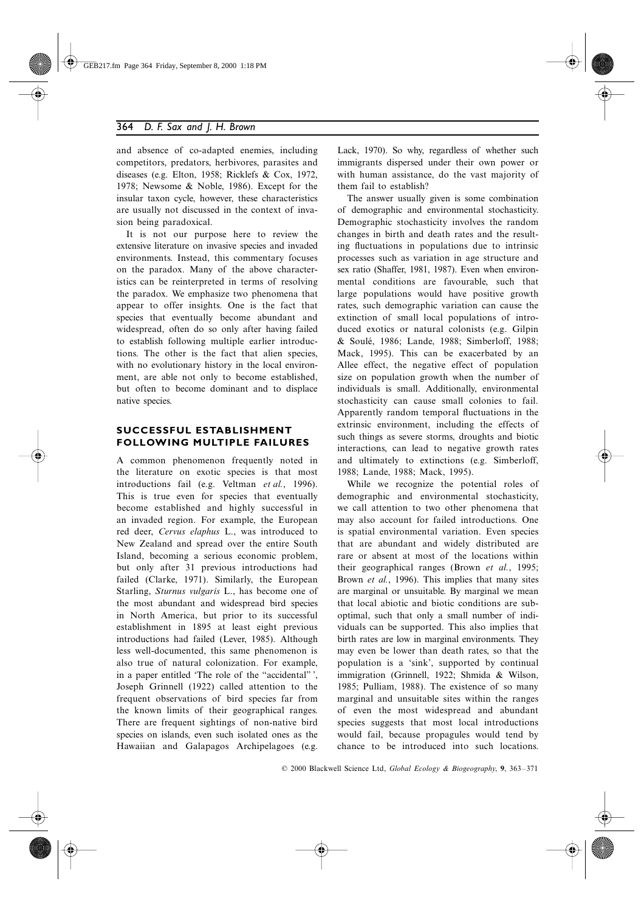and absence of co-adapted enemies, including competitors, predators, herbivores, parasites and diseases (e.g. Elton, 1958; Ricklefs & Cox, 1972, 1978; Newsome & Noble, 1986). Except for the insular taxon cycle, however, these characteristics are usually not discussed in the context of invasion being paradoxical.

It is not our purpose here to review the extensive literature on invasive species and invaded environments. Instead, this commentary focuses on the paradox. Many of the above characteristics can be reinterpreted in terms of resolving the paradox. We emphasize two phenomena that appear to offer insights. One is the fact that species that eventually become abundant and widespread, often do so only after having failed to establish following multiple earlier introductions. The other is the fact that alien species, with no evolutionary history in the local environment, are able not only to become established, but often to become dominant and to displace native species.

## SUCCESSFUL ESTABLISHMENT FOLLOWING MULTIPLE FAILURES

A common phenomenon frequently noted in the literature on exotic species is that most introductions fail (e.g. Veltman *et al.*, 1996). This is true even for species that eventually become established and highly successful in an invaded region. For example, the European red deer, *Cervus elaphus* L., was introduced to New Zealand and spread over the entire South Island, becoming a serious economic problem, but only after 31 previous introductions had failed (Clarke, 1971). Similarly, the European Starling, *Sturnus vulgaris* L., has become one of the most abundant and widespread bird species in North America, but prior to its successful establishment in 1895 at least eight previous introductions had failed (Lever, 1985). Although less well-documented, this same phenomenon is also true of natural colonization. For example, in a paper entitled 'The role of the "accidental"', Joseph Grinnell (1922) called attention to the frequent observations of bird species far from the known limits of their geographical ranges. There are frequent sightings of non-native bird species on islands, even such isolated ones as the Hawaiian and Galapagos Archipelagoes (e.g. Lack, 1970). So why, regardless of whether such immigrants dispersed under their own power or with human assistance, do the vast majority of them fail to establish?

The answer usually given is some combination of demographic and environmental stochasticity. Demographic stochasticity involves the random changes in birth and death rates and the resulting fluctuations in populations due to intrinsic processes such as variation in age structure and sex ratio (Shaffer, 1981, 1987). Even when environmental conditions are favourable, such that large populations would have positive growth rates, such demographic variation can cause the extinction of small local populations of introduced exotics or natural colonists (e.g. Gilpin & Soulé, 1986; Lande, 1988; Simberloff, 1988; Mack, 1995). This can be exacerbated by an Allee effect, the negative effect of population size on population growth when the number of individuals is small. Additionally, environmental stochasticity can cause small colonies to fail. Apparently random temporal fluctuations in the extrinsic environment, including the effects of such things as severe storms, droughts and biotic interactions, can lead to negative growth rates and ultimately to extinctions (e.g. Simberloff, 1988; Lande, 1988; Mack, 1995).

While we recognize the potential roles of demographic and environmental stochasticity, we call attention to two other phenomena that may also account for failed introductions. One is spatial environmental variation. Even species that are abundant and widely distributed are rare or absent at most of the locations within their geographical ranges (Brown *et al.*, 1995; Brown *et al.*, 1996). This implies that many sites are marginal or unsuitable. By marginal we mean that local abiotic and biotic conditions are sub-optimal, such that only a small number of individuals can be supported. This also implies that birth rates are low in marginal environments. They may even be lower than death rates, so that the population is a 'sink', supported by continual immigration (Grinnell, 1922; Shmida & Wilson, 1985; Pulliam, 1988). The existence of so many marginal and unsuitable sites within the ranges of even the most widespread and abundant species suggests that most local introductions would fail, because propagules would tend by chance to be introduced into such locations.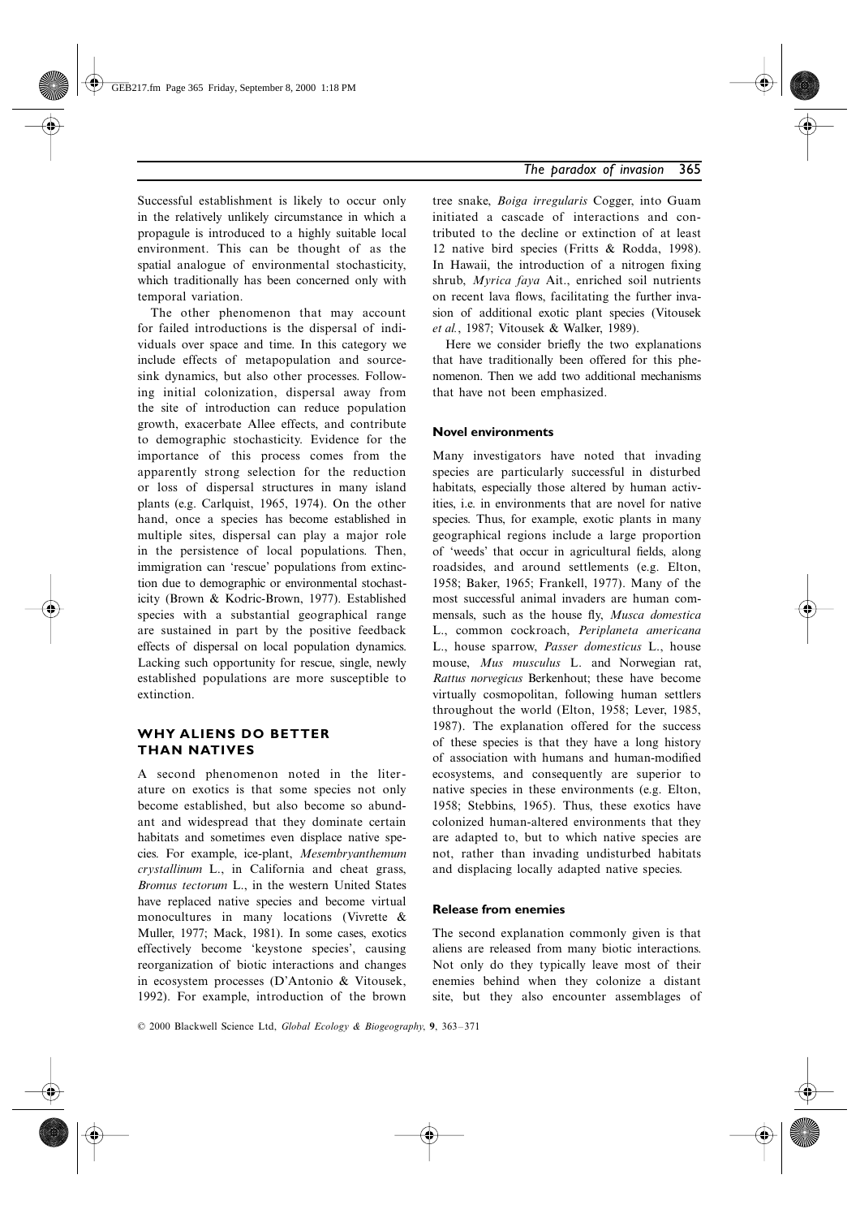Successful establishment is likely to occur only in the relatively unlikely circumstance in which a propagule is introduced to a highly suitable local environment. This can be thought of as the spatial analogue of environmental stochasticity, which traditionally has been concerned only with temporal variation.

The other phenomenon that may account for failed introductions is the dispersal of individuals over space and time. In this category we include effects of metapopulation and source-sink dynamics, but also other processes. Following initial colonization, dispersal away from the site of introduction can reduce population growth, exacerbate Allee effects, and contribute to demographic stochasticity. Evidence for the importance of this process comes from the apparently strong selection for the reduction or loss of dispersal structures in many island plants (e.g. Carlquist, 1965, 1974). On the other hand, once a species has become established in multiple sites, dispersal can play a major role in the persistence of local populations. Then, immigration can 'rescue' populations from extinction due to demographic or environmental stochasticity (Brown & Kodric-Brown, 1977). Established species with a substantial geographical range are sustained in part by the positive feedback effects of dispersal on local population dynamics. Lacking such opportunity for rescue, single, newly established populations are more susceptible to extinction.

## WHY ALIENS DO BETTER THAN NATIVES

A second phenomenon noted in the literature on exotics is that some species not only become established, but also become so abundant and widespread that they dominate certain habitats and sometimes even displace native species. For example, ice-plant, *Mesembryanthemum crystallinum* L., in California and cheat grass, *Bromus tectorum* L., in the western United States have replaced native species and become virtual monocultures in many locations (Vivrette & Muller, 1977; Mack, 1981). In some cases, exotics effectively become 'keystone species', causing reorganization of biotic interactions and changes in ecosystem processes (D'Antonio & Vitousek, 1992). For example, introduction of the brown tree snake, *Boiga irregularis* Cogger, into Guam initiated a cascade of interactions and contributed to the decline or extinction of at least 12 native bird species (Fritts & Rodda, 1998). In Hawaii, the introduction of a nitrogen fixing shrub, *Myrica faya* Ait., enriched soil nutrients on recent lava flows, facilitating the further invasion of additional exotic plant species (Vitousek *et al.*, 1987; Vitousek & Walker, 1989).

Here we consider briefly the two explanations that have traditionally been offered for this phenomenon. Then we add two additional mechanisms that have not been emphasized.

### Novel environments

Many investigators have noted that invading species are particularly successful in disturbed habitats, especially those altered by human activities, i.e. in environments that are novel for native species. Thus, for example, exotic plants in many geographical regions include a large proportion of 'weeds' that occur in agricultural fields, along roadsides, and around settlements (e.g. Elton, 1958; Baker, 1965; Frankell, 1977). Many of the most successful animal invaders are human commensals, such as the house fly, *Musca domestica* L., common cockroach, *Periplaneta americana* L., house sparrow, *Passer domesticus* L., house mouse, *Mus musculus* L. and Norwegian rat, *Rattus norvegicus* Berkenhout; these have become virtually cosmopolitan, following human settlers throughout the world (Elton, 1958; Lever, 1985, 1987). The explanation offered for the success of these species is that they have a long history of association with humans and human-modified ecosystems, and consequently are superior to native species in these environments (e.g. Elton, 1958; Stebbins, 1965). Thus, these exotics have colonized human-altered environments that they are adapted to, but to which native species are not, rather than invading undisturbed habitats and displacing locally adapted native species.

### Release from enemies

The second explanation commonly given is that aliens are released from many biotic interactions. Not only do they typically leave most of their enemies behind when they colonize a distant site, but they also encounter assemblages of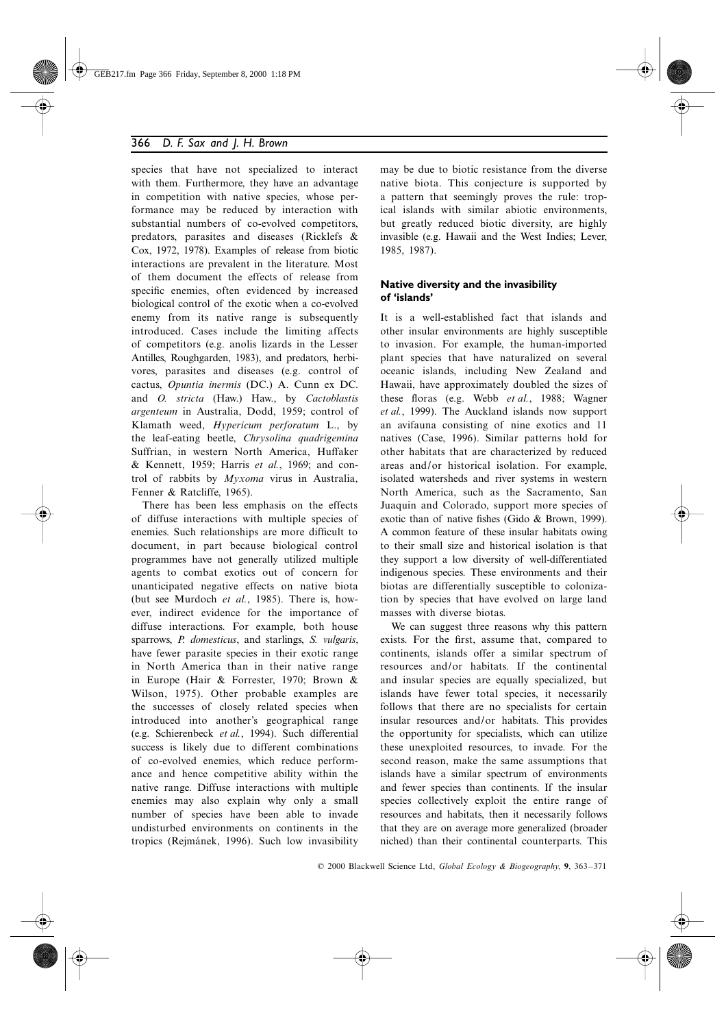species that have not specialized to interact with them. Furthermore, they have an advantage in competition with native species, whose performance may be reduced by interaction with substantial numbers of co-evolved competitors, predators, parasites and diseases (Ricklefs & Cox, 1972, 1978). Examples of release from biotic interactions are prevalent in the literature. Most of them document the effects of release from specific enemies, often evidenced by increased biological control of the exotic when a co-evolved enemy from its native range is subsequently introduced. Cases include the limiting affects of competitors (e.g. anolis lizards in the Lesser Antilles, Roughgarden, 1983), and predators, herbivores, parasites and diseases (e.g. control of cactus, *Opuntia inermis* (DC.) A. Cunn ex DC. and *O. stricta* (Haw.) Haw., by *Cactoblastis argenteum* in Australia, Dodd, 1959; control of Klamath weed, *Hypericum perforatum* L., by the leaf-eating beetle, *Chrysolina quadrigemina* Suffrian, in western North America, Huffaker & Kennett, 1959; Harris *et al.*, 1969; and control of rabbits by *Myxoma* virus in Australia, Fenner & Ratcliffe, 1965).

There has been less emphasis on the effects of diffuse interactions with multiple species of enemies. Such relationships are more difficult to document, in part because biological control programmes have not generally utilized multiple agents to combat exotics out of concern for unanticipated negative effects on native biota (but see Murdoch *et al.*, 1985). There is, however, indirect evidence for the importance of diffuse interactions. For example, both house sparrows, *P. domesticus*, and starlings, *S. vulgaris*, have fewer parasite species in their exotic range in North America than in their native range in Europe (Hair & Forrester, 1970; Brown & Wilson, 1975). Other probable examples are the successes of closely related species when introduced into another's geographical range (e.g. Schierenbeck *et al.*, 1994). Such differential success is likely due to different combinations of co-evolved enemies, which reduce performance and hence competitive ability within the native range. Diffuse interactions with multiple enemies may also explain why only a small number of species have been able to invade undisturbed environments on continents in the tropics (Rejmánek, 1996). Such low invasibility may be due to biotic resistance from the diverse native biota. This conjecture is supported by a pattern that seemingly proves the rule: tropical islands with similar abiotic environments, but greatly reduced biotic diversity, are highly invasible (e.g. Hawaii and the West Indies; Lever, 1985, 1987).

## Native diversity and the invasibility of 'islands'

It is a well-established fact that islands and other insular environments are highly susceptible to invasion. For example, the human-imported plant species that have naturalized on several oceanic islands, including New Zealand and Hawaii, have approximately doubled the sizes of these floras (e.g. Webb *et al.*, 1988; Wagner *et al.*, 1999). The Auckland islands now support an avifauna consisting of nine exotics and 11 natives (Case, 1996). Similar patterns hold for other habitats that are characterized by reduced areas and/or historical isolation. For example, isolated watersheds and river systems in western North America, such as the Sacramento, San Juaquin and Colorado, support more species of exotic than of native fishes (Gido & Brown, 1999). A common feature of these insular habitats owing to their small size and historical isolation is that they support a low diversity of well-differentiated indigenous species. These environments and their biotas are differentially susceptible to colonization by species that have evolved on large land masses with diverse biotas.

We can suggest three reasons why this pattern exists. For the first, assume that, compared to continents, islands offer a similar spectrum of resources and/or habitats. If the continental and insular species are equally specialized, but islands have fewer total species, it necessarily follows that there are no specialists for certain insular resources and/or habitats. This provides the opportunity for specialists, which can utilize these unexploited resources, to invade. For the second reason, make the same assumptions that islands have a similar spectrum of environments and fewer species than continents. If the insular species collectively exploit the entire range of resources and habitats, then it necessarily follows that they are on average more generalized (broader niched) than their continental counterparts. This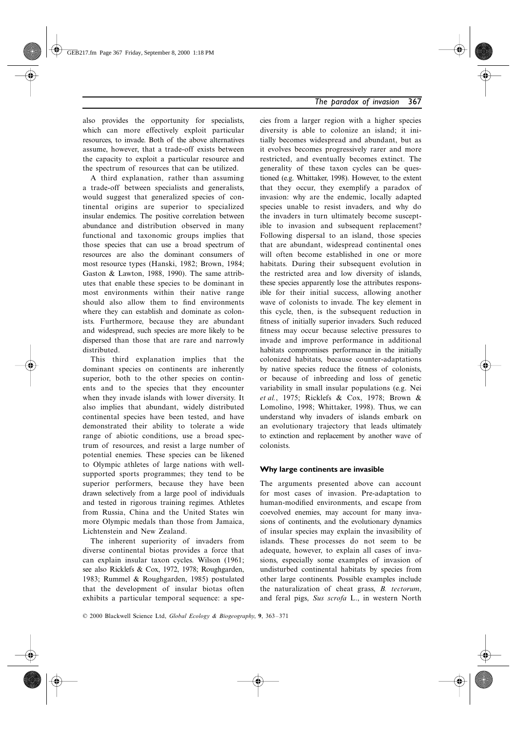also provides the opportunity for specialists, which can more effectively exploit particular resources, to invade. Both of the above alternatives assume, however, that a trade-off exists between the capacity to exploit a particular resource and the spectrum of resources that can be utilized.

A third explanation, rather than assuming a trade-off between specialists and generalists, would suggest that generalized species of continental origins are superior to specialized insular endemics. The positive correlation between abundance and distribution observed in many functional and taxonomic groups implies that those species that can use a broad spectrum of resources are also the dominant consumers of most resource types (Hanski, 1982; Brown, 1984; Gaston & Lawton, 1988, 1990). The same attributes that enable these species to be dominant in most environments within their native range should also allow them to find environments where they can establish and dominate as colonists. Furthermore, because they are abundant and widespread, such species are more likely to be dispersed than those that are rare and narrowly distributed.

This third explanation implies that the dominant species on continents are inherently superior, both to the other species on continents and to the species that they encounter when they invade islands with lower diversity. It also implies that abundant, widely distributed continental species have been tested, and have demonstrated their ability to tolerate a wide range of abiotic conditions, use a broad spectrum of resources, and resist a large number of potential enemies. These species can be likened to Olympic athletes of large nations with well-supported sports programmes; they tend to be superior performers, because they have been drawn selectively from a large pool of individuals and tested in rigorous training regimes. Athletes from Russia, China and the United States win more Olympic medals than those from Jamaica, Lichtenstein and New Zealand.

The inherent superiority of invaders from diverse continental biotas provides a force that can explain insular taxon cycles. Wilson (1961; see also Ricklefs & Cox, 1972, 1978; Roughgarden, 1983; Rummel & Roughgarden, 1985) postulated that the development of insular biotas often exhibits a particular temporal sequence: a species from a larger region with a higher species diversity is able to colonize an island; it initially becomes widespread and abundant, but as it evolves becomes progressively rarer and more restricted, and eventually becomes extinct. The generality of these taxon cycles can be questioned (e.g. Whittaker, 1998). However, to the extent that they occur, they exemplify a paradox of invasion: why are the endemic, locally adapted species unable to resist invaders, and why do the invaders in turn ultimately become susceptible to invasion and subsequent replacement? Following dispersal to an island, those species that are abundant, widespread continental ones will often become established in one or more habitats. During their subsequent evolution in the restricted area and low diversity of islands, these species apparently lose the attributes responsible for their initial success, allowing another wave of colonists to invade. The key element in this cycle, then, is the subsequent reduction in fitness of initially superior invaders. Such reduced fitness may occur because selective pressures to invade and improve performance in additional habitats compromises performance in the initially colonized habitats, because counter-adaptations by native species reduce the fitness of colonists, or because of inbreeding and loss of genetic variability in small insular populations (e.g. Nei *et al.*, 1975; Ricklefs & Cox, 1978; Brown & Lomolino, 1998; Whittaker, 1998). Thus, we can understand why invaders of islands embark on an evolutionary trajectory that leads ultimately to extinction and replacement by another wave of colonists.

### Why large continents are invasible

The arguments presented above can account for most cases of invasion. Pre-adaptation to human-modified environments, and escape from coevolved enemies, may account for many invasions of continents, and the evolutionary dynamics of insular species may explain the invasibility of islands. These processes do not seem to be adequate, however, to explain all cases of invasions, especially some examples of invasion of undisturbed continental habitats by species from other large continents. Possible examples include the naturalization of cheat grass, *B. tectorum*, and feral pigs, *Sus scrofa* L., in western North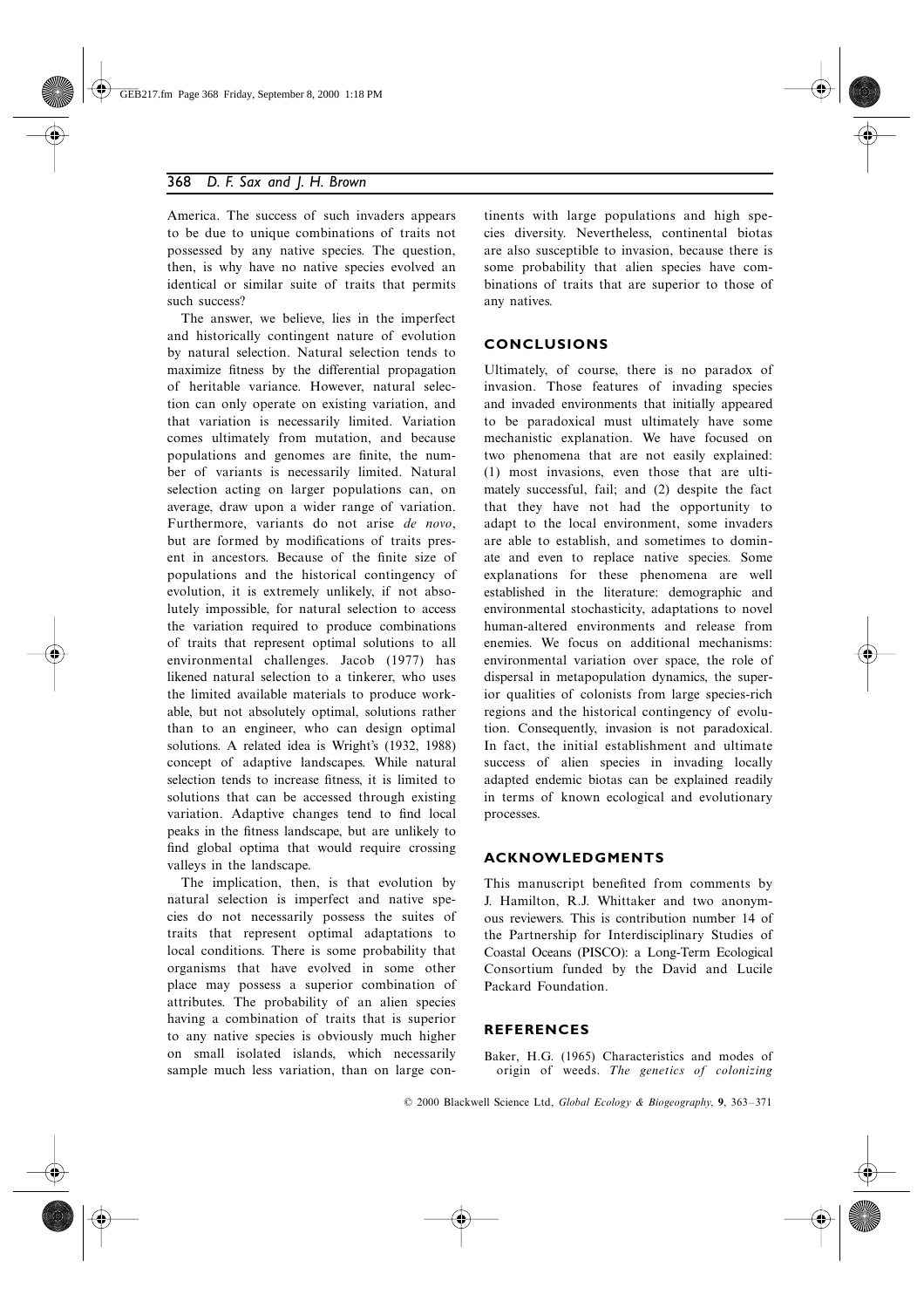America. The success of such invaders appears to be due to unique combinations of traits not possessed by any native species. The question, then, is why have no native species evolved an identical or similar suite of traits that permits such success?

The answer, we believe, lies in the imperfect and historically contingent nature of evolution by natural selection. Natural selection tends to maximize fitness by the differential propagation of heritable variance. However, natural selection can only operate on existing variation, and that variation is necessarily limited. Variation comes ultimately from mutation, and because populations and genomes are finite, the number of variants is necessarily limited. Natural selection acting on larger populations can, on average, draw upon a wider range of variation. Furthermore, variants do not arise *de novo*, but are formed by modifications of traits present in ancestors. Because of the finite size of populations and the historical contingency of evolution, it is extremely unlikely, if not absolutely impossible, for natural selection to access the variation required to produce combinations of traits that represent optimal solutions to all environmental challenges. Jacob (1977) has likened natural selection to a tinkerer, who uses the limited available materials to produce workable, but not absolutely optimal, solutions rather than to an engineer, who can design optimal solutions. A related idea is Wright's (1932, 1988) concept of adaptive landscapes. While natural selection tends to increase fitness, it is limited to solutions that can be accessed through existing variation. Adaptive changes tend to find local peaks in the fitness landscape, but are unlikely to find global optima that would require crossing valleys in the landscape.

The implication, then, is that evolution by natural selection is imperfect and native species do not necessarily possess the suites of traits that represent optimal adaptations to local conditions. There is some probability that organisms that have evolved in some other place may possess a superior combination of attributes. The probability of an alien species having a combination of traits that is superior to any native species is obviously much higher on small isolated islands, which necessarily sample much less variation, than on large continents with large populations and high species diversity. Nevertheless, continental biotas are also susceptible to invasion, because there is some probability that alien species have combinations of traits that are superior to those of any natives.

## CONCLUSIONS

Ultimately, of course, there is no paradox of invasion. Those features of invading species and invaded environments that initially appeared to be paradoxical must ultimately have some mechanistic explanation. We have focused on two phenomena that are not easily explained: (1) most invasions, even those that are ultimately successful, fail; and (2) despite the fact that they have not had the opportunity to adapt to the local environment, some invaders are able to establish, and sometimes to dominate and even to replace native species. Some explanations for these phenomena are well established in the literature: demographic and environmental stochasticity, adaptations to novel human-altered environments and release from enemies. We focus on additional mechanisms: environmental variation over space, the role of dispersal in metapopulation dynamics, the superior qualities of colonists from large species-rich regions and the historical contingency of evolution. Consequently, invasion is not paradoxical. In fact, the initial establishment and ultimate success of alien species in invading locally adapted endemic biotas can be explained readily in terms of known ecological and evolutionary processes.

## ACKNOWLEDGMENTS

This manuscript benefited from comments by J. Hamilton, R.J. Whittaker and two anonymous reviewers. This is contribution number 14 of the Partnership for Interdisciplinary Studies of Coastal Oceans (PISCO): a Long-Term Ecological Consortium funded by the David and Lucile Packard Foundation.

## REFERENCES

Baker, H.G. (1965) Characteristics and modes of origin of weeds. *The genetics of colonizing*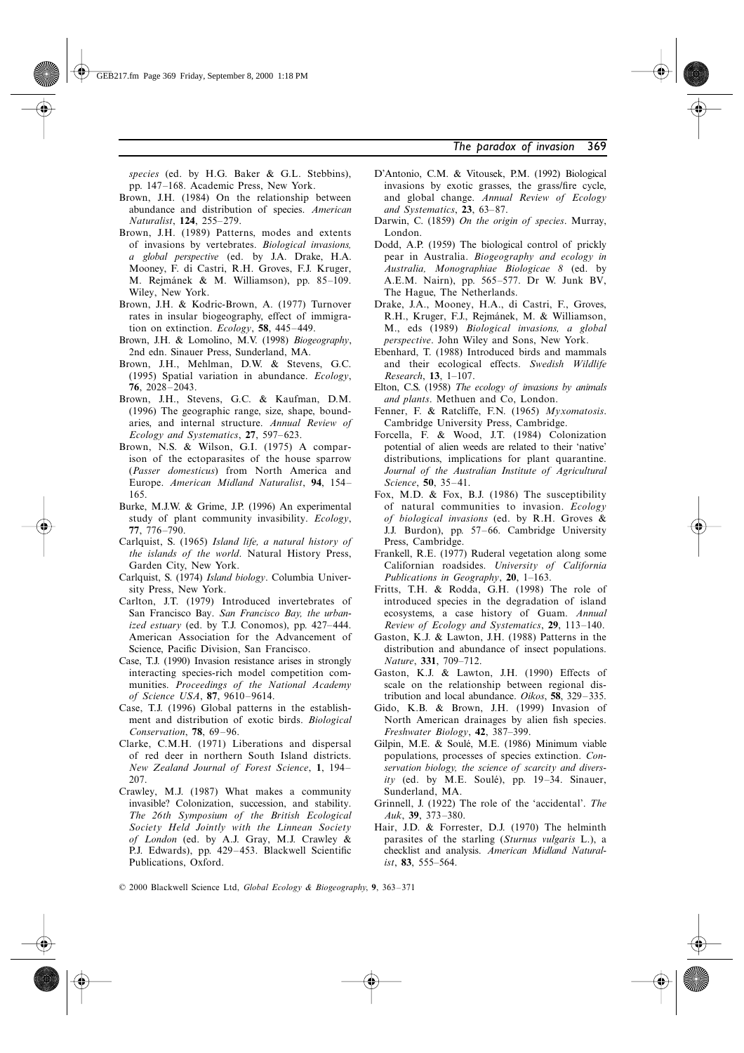*species* (ed. by H.G. Baker & G.L. Stebbins), pp. 147–168. Academic Press, New York.

Brown, J.H. (1984) On the relationship between abundance and distribution of species. *American Naturalist*, **124**, 255–279.

Brown, J.H. (1989) Patterns, modes and extents of invasions by vertebrates. *Biological invasions, a global perspective* (ed. by J.A. Drake, H.A. Mooney, F. di Castri, R.H. Groves, F.J. Kruger, M. Rejmánek & M. Williamson), pp. 85–109. Wiley, New York.

Brown, J.H. & Kodric-Brown, A. (1977) Turnover rates in insular biogeography, effect of immigration on extinction. *Ecology*, **58**, 445–449.

Brown, J.H. & Lomolino, M.V. (1998) *Biogeography*, 2nd edn. Sinauer Press, Sunderland, MA.

Brown, J.H., Mehlman, D.W. & Stevens, G.C. (1995) Spatial variation in abundance. *Ecology*, **76**, 2028–2043.

Brown, J.H., Stevens, G.C. & Kaufman, D.M. (1996) The geographic range, size, shape, boundaries, and internal structure. *Annual Review of Ecology and Systematics*, **27**, 597–623.

Brown, N.S. & Wilson, G.I. (1975) A comparison of the ectoparasites of the house sparrow (*Passer domesticus*) from North America and Europe. *American Midland Naturalist*, **94**, 154–165.

Burke, M.J.W. & Grime, J.P. (1996) An experimental study of plant community invasibility. *Ecology*, **77**, 776–790.

Carlquist, S. (1965) *Island life, a natural history of the islands of the world*. Natural History Press, Garden City, New York.

Carlquist, S. (1974) *Island biology*. Columbia University Press, New York.

Carlton, J.T. (1979) Introduced invertebrates of San Francisco Bay. *San Francisco Bay, the urbanized estuary* (ed. by T.J. Conomos), pp. 427–444. American Association for the Advancement of Science, Pacific Division, San Francisco.

Case, T.J. (1990) Invasion resistance arises in strongly interacting species-rich model competition communities. *Proceedings of the National Academy of Science USA*, **87**, 9610–9614.

Case, T.J. (1996) Global patterns in the establishment and distribution of exotic birds. *Biological Conservation*, **78**, 69–96.

Clarke, C.M.H. (1971) Liberations and dispersal of red deer in northern South Island districts. *New Zealand Journal of Forest Science*, **1**, 194–207.

Crawley, M.J. (1987) What makes a community invasible? Colonization, succession, and stability. *The 26th Symposium of the British Ecological Society Held Jointly with the Linnean Society of London* (ed. by A.J. Gray, M.J. Crawley & P.J. Edwards), pp. 429–453. Blackwell Scientific Publications, Oxford.

D'Antonio, C.M. & Vitousek, P.M. (1992) Biological invasions by exotic grasses, the grass/fire cycle, and global change. *Annual Review of Ecology and Systematics*, **23**, 63–87.

Darwin, C. (1859) *On the origin of species*. Murray, London.

Dodd, A.P. (1959) The biological control of prickly pear in Australia. *Biogeography and ecology in Australia, Monographiae Biologicae 8* (ed. by A.E.M. Nairn), pp. 565–577. Dr W. Junk BV, The Hague, The Netherlands.

Drake, J.A., Mooney, H.A., di Castri, F., Groves, R.H., Kruger, F.J., Rejmánek, M. & Williamson, M., eds (1989) *Biological invasions, a global perspective*. John Wiley and Sons, New York.

Ebenhard, T. (1988) Introduced birds and mammals and their ecological effects. *Swedish Wildlife Research*, **13**, 1–107.

Elton, C.S. (1958) *The ecology of invasions by animals and plants*. Methuen and Co, London.

Fenner, F. & Ratcliffe, F.N. (1965) *Myxomatosis*. Cambridge University Press, Cambridge.

Forcella, F. & Wood, J.T. (1984) Colonization potential of alien weeds are related to their 'native' distributions, implications for plant quarantine. *Journal of the Australian Institute of Agricultural Science*, **50**, 35–41.

Fox, M.D. & Fox, B.J. (1986) The susceptibility of natural communities to invasion. *Ecology of biological invasions* (ed. by R.H. Groves & J.J. Burdon), pp. 57–66. Cambridge University Press, Cambridge.

Frankell, R.E. (1977) Ruderal vegetation along some Californian roadsides. *University of California Publications in Geography*, **20**, 1–163.

Fritts, T.H. & Rodda, G.H. (1998) The role of introduced species in the degradation of island ecosystems, a case history of Guam. *Annual Review of Ecology and Systematics*, **29**, 113–140.

Gaston, K.J. & Lawton, J.H. (1988) Patterns in the distribution and abundance of insect populations. *Nature*, **331**, 709–712.

Gaston, K.J. & Lawton, J.H. (1990) Effects of scale on the relationship between regional distribution and local abundance. *Oikos*, **58**, 329–335.

Gido, K.B. & Brown, J.H. (1999) Invasion of North American drainages by alien fish species. *Freshwater Biology*, **42**, 387–399.

Gilpin, M.E. & Soulé, M.E. (1986) Minimum viable populations, processes of species extinction. *Conservation biology, the science of scarcity and diversity* (ed. by M.E. Soulé), pp. 19–34. Sinauer, Sunderland, MA.

Grinnell, J. (1922) The role of the 'accidental'. *The Auk*, **39**, 373–380.

Hair, J.D. & Forrester, D.J. (1970) The helminth parasites of the starling (*Sturnus vulgaris* L.), a checklist and analysis. *American Midland Naturalist*, **83**, 555–564.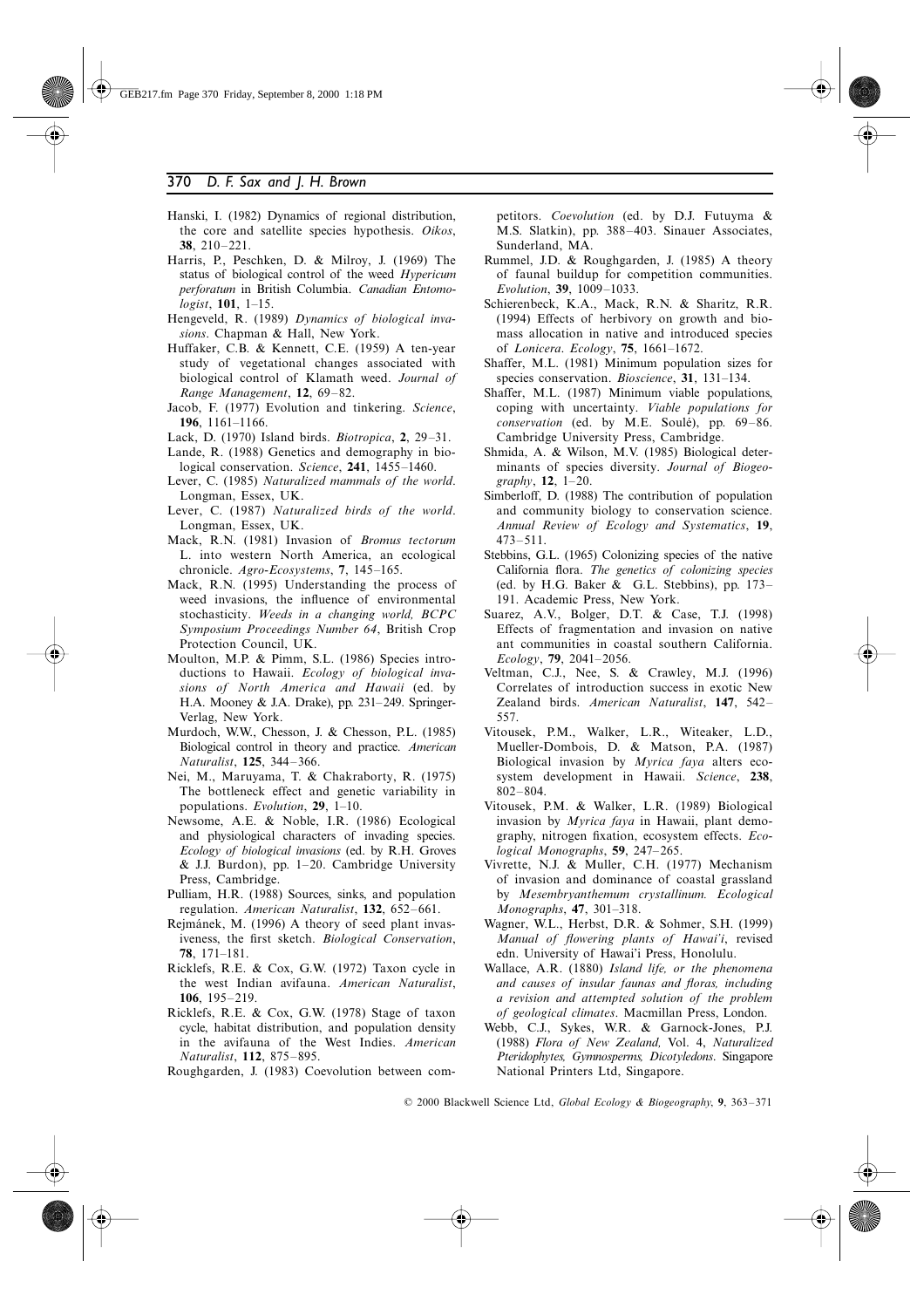Hanski, I. (1982) Dynamics of regional distribution, the core and satellite species hypothesis. *Oikos*, **38**, 210–221.

Harris, P., Peschken, D. & Milroy, J. (1969) The status of biological control of the weed *Hypericum perforatum* in British Columbia. *Canadian Entomologist*, **101**, 1–15.

Hengeveld, R. (1989) *Dynamics of biological invasions*. Chapman & Hall, New York.

Huffaker, C.B. & Kennett, C.E. (1959) A ten-year study of vegetational changes associated with biological control of Klamath weed. *Journal of Range Management*, **12**, 69–82.

Jacob, F. (1977) Evolution and tinkering. *Science*, **196**, 1161–1166.

Lack, D. (1970) Island birds. *Biotropica*, **2**, 29–31.

Lande, R. (1988) Genetics and demography in biological conservation. *Science*, **241**, 1455–1460.

Lever, C. (1985) *Naturalized mammals of the world*. Longman, Essex, UK.

Lever, C. (1987) *Naturalized birds of the world*. Longman, Essex, UK.

Mack, R.N. (1981) Invasion of *Bromus tectorum* L. into western North America, an ecological chronicle. *Agro-Ecosystems*, **7**, 145–165.

Mack, R.N. (1995) Understanding the process of weed invasions, the influence of environmental stochasticity. *Weeds in a changing world, BCPC Symposium Proceedings Number 64*, British Crop Protection Council, UK.

Moulton, M.P. & Pimm, S.L. (1986) Species introductions to Hawaii. *Ecology of biological invasions of North America and Hawaii* (ed. by H.A. Mooney & J.A. Drake), pp. 231–249. Springer-Verlag, New York.

Murdoch, W.W., Chesson, J. & Chesson, P.L. (1985) Biological control in theory and practice. *American Naturalist*, **125**, 344–366.

Nei, M., Maruyama, T. & Chakraborty, R. (1975) The bottleneck effect and genetic variability in populations. *Evolution*, **29**, 1–10.

Newsome, A.E. & Noble, I.R. (1986) Ecological and physiological characters of invading species. *Ecology of biological invasions* (ed. by R.H. Groves & J.J. Burdon), pp. 1–20. Cambridge University Press, Cambridge.

Pulliam, H.R. (1988) Sources, sinks, and population regulation. *American Naturalist*, **132**, 652–661.

Rejmánek, M. (1996) A theory of seed plant invasiveness, the first sketch. *Biological Conservation*, **78**, 171–181.

Ricklefs, R.E. & Cox, G.W. (1972) Taxon cycle in the west Indian avifauna. *American Naturalist*, **106**, 195–219.

Ricklefs, R.E. & Cox, G.W. (1978) Stage of taxon cycle, habitat distribution, and population density in the avifauna of the West Indies. *American Naturalist*, **112**, 875–895.

Roughgarden, J. (1983) Coevolution between competitors. *Coevolution* (ed. by D.J. Futuyma & M.S. Slatkin), pp. 388–403. Sinauer Associates, Sunderland, MA.

Rummel, J.D. & Roughgarden, J. (1985) A theory of faunal buildup for competition communities. *Evolution*, **39**, 1009–1033.

Schierenbeck, K.A., Mack, R.N. & Sharitz, R.R. (1994) Effects of herbivory on growth and biomass allocation in native and introduced species of *Lonicera*. *Ecology*, **75**, 1661–1672.

Shaffer, M.L. (1981) Minimum population sizes for species conservation. *Bioscience*, **31**, 131–134.

Shaffer, M.L. (1987) Minimum viable populations, coping with uncertainty. *Viable populations for conservation* (ed. by M.E. Soulé), pp. 69–86. Cambridge University Press, Cambridge.

Shmida, A. & Wilson, M.V. (1985) Biological determinants of species diversity. *Journal of Biogeography*, **12**, 1–20.

Simberloff, D. (1988) The contribution of population and community biology to conservation science. *Annual Review of Ecology and Systematics*, **19**, 473–511.

Stebbins, G.L. (1965) Colonizing species of the native California flora. *The genetics of colonizing species* (ed. by H.G. Baker & G.L. Stebbins), pp. 173–191. Academic Press, New York.

Suarez, A.V., Bolger, D.T. & Case, T.J. (1998) Effects of fragmentation and invasion on native ant communities in coastal southern California. *Ecology*, **79**, 2041–2056.

Veltman, C.J., Nee, S. & Crawley, M.J. (1996) Correlates of introduction success in exotic New Zealand birds. *American Naturalist*, **147**, 542–557.

Vitousek, P.M., Walker, L.R., Witeaker, L.D., Mueller-Dombois, D. & Matson, P.A. (1987) Biological invasion by *Myrica faya* alters ecosystem development in Hawaii. *Science*, **238**, 802–804.

Vitousek, P.M. & Walker, L.R. (1989) Biological invasion by *Myrica faya* in Hawaii, plant demography, nitrogen fixation, ecosystem effects. *Ecological Monographs*, **59**, 247–265.

Vivrette, N.J. & Muller, C.H. (1977) Mechanism of invasion and dominance of coastal grassland by *Mesembryanthemum crystallinum. Ecological Monographs*, **47**, 301–318.

Wagner, W.L., Herbst, D.R. & Sohmer, S.H. (1999) *Manual of flowering plants of Hawai'i*, revised edn. University of Hawai'i Press, Honolulu.

Wallace, A.R. (1880) *Island life, or the phenomena and causes of insular faunas and floras, including a revision and attempted solution of the problem of geological climates*. Macmillan Press, London.

Webb, C.J., Sykes, W.R. & Garnock-Jones, P.J. (1988) *Flora of New Zealand,* Vol. 4, *Naturalized Pteridophytes, Gymnosperms, Dicotyledons*. Singapore National Printers Ltd, Singapore.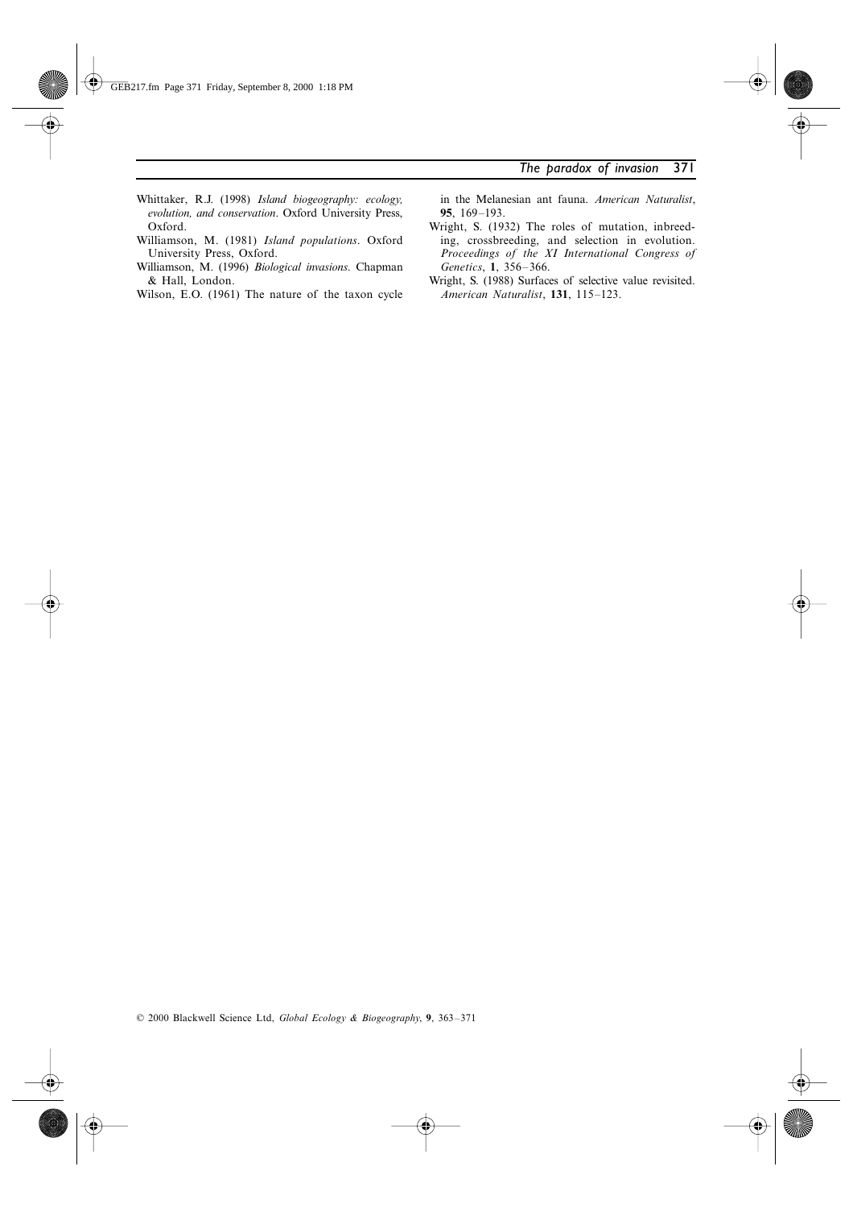Whittaker, R.J. (1998) *Island biogeography: ecology, evolution, and conservation*. Oxford University Press, Oxford.

Williamson, M. (1981) *Island populations*. Oxford University Press, Oxford.

Williamson, M. (1996) *Biological invasions*. Chapman & Hall, London.

Wilson, E.O. (1961) The nature of the taxon cycle in the Melanesian ant fauna. *American Naturalist*, **95**, 169–193.

Wright, S. (1932) The roles of mutation, inbreeding, crossbreeding, and selection in evolution. *Proceedings of the XI International Congress of Genetics*, **1**, 356–366.

Wright, S. (1988) Surfaces of selective value revisited. *American Naturalist*, **131**, 115–123.